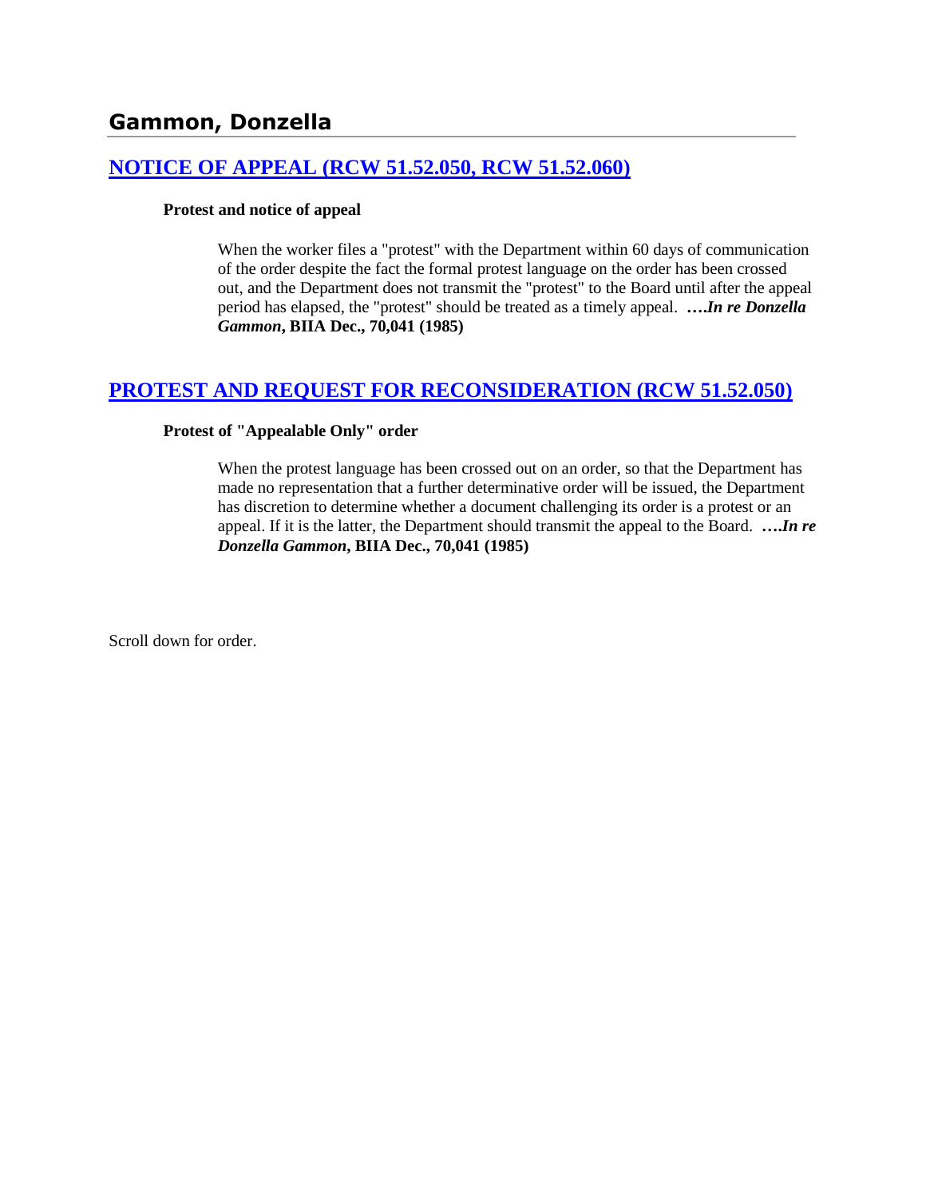# Gammon, Donzella

## [NOTICE OF APPEAL (RCW 51.52.050, RCW 51.52.060)]

**Protest and notice of appeal**

> When the worker files a "protest" with the Department within 60 days of communication of the order despite the fact the formal protest language on the order has been crossed out, and the Department does not transmit the "protest" to the Board until after the appeal period has elapsed, the "protest" should be treated as a timely appeal. ***….In re Donzella Gammon*, BIIA Dec., 70,041 (1985)**

## [PROTEST AND REQUEST FOR RECONSIDERATION (RCW 51.52.050)]

**Protest of "Appealable Only" order**

> When the protest language has been crossed out on an order, so that the Department has made no representation that a further determinative order will be issued, the Department has discretion to determine whether a document challenging its order is a protest or an appeal. If it is the latter, the Department should transmit the appeal to the Board. ***….In re Donzella Gammon*, BIIA Dec., 70,041 (1985)**

Scroll down for order.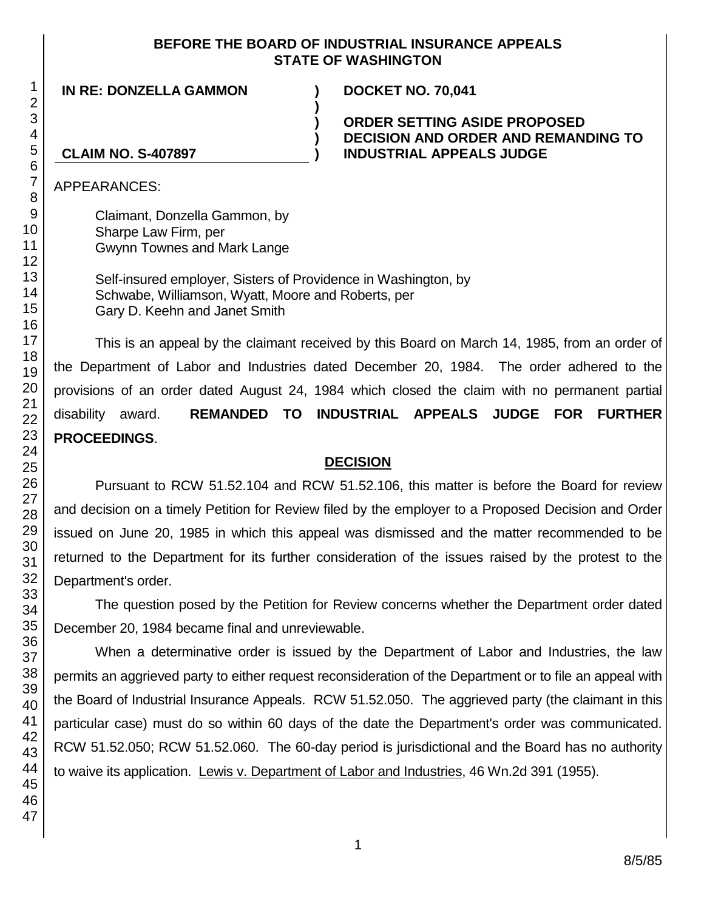**BEFORE THE BOARD OF INDUSTRIAL INSURANCE APPEALS**
**STATE OF WASHINGTON**

| | | |
|---|---|---|
| **IN RE: DONZELLA GAMMON** | **)** | **DOCKET NO. 70,041** |
| | **)** | |
| | **)** | **ORDER SETTING ASIDE PROPOSED** |
| | **)** | **DECISION AND ORDER AND REMANDING TO** |
| **CLAIM NO. S-407897** | **)** | **INDUSTRIAL APPEALS JUDGE** |

APPEARANCES:

Claimant, Donzella Gammon, by
Sharpe Law Firm, per
Gwynn Townes and Mark Lange

Self-insured employer, Sisters of Providence in Washington, by
Schwabe, Williamson, Wyatt, Moore and Roberts, per
Gary D. Keehn and Janet Smith

This is an appeal by the claimant received by this Board on March 14, 1985, from an order of the Department of Labor and Industries dated December 20, 1984. The order adhered to the provisions of an order dated August 24, 1984 which closed the claim with no permanent partial disability award. **REMANDED TO INDUSTRIAL APPEALS JUDGE FOR FURTHER PROCEEDINGS**.

## DECISION

Pursuant to RCW 51.52.104 and RCW 51.52.106, this matter is before the Board for review and decision on a timely Petition for Review filed by the employer to a Proposed Decision and Order issued on June 20, 1985 in which this appeal was dismissed and the matter recommended to be returned to the Department for its further consideration of the issues raised by the protest to the Department's order.

The question posed by the Petition for Review concerns whether the Department order dated December 20, 1984 became final and unreviewable.

When a determinative order is issued by the Department of Labor and Industries, the law permits an aggrieved party to either request reconsideration of the Department or to file an appeal with the Board of Industrial Insurance Appeals. RCW 51.52.050. The aggrieved party (the claimant in this particular case) must do so within 60 days of the date the Department's order was communicated. RCW 51.52.050; RCW 51.52.060. The 60-day period is jurisdictional and the Board has no authority to waive its application. Lewis v. Department of Labor and Industries, 46 Wn.2d 391 (1955).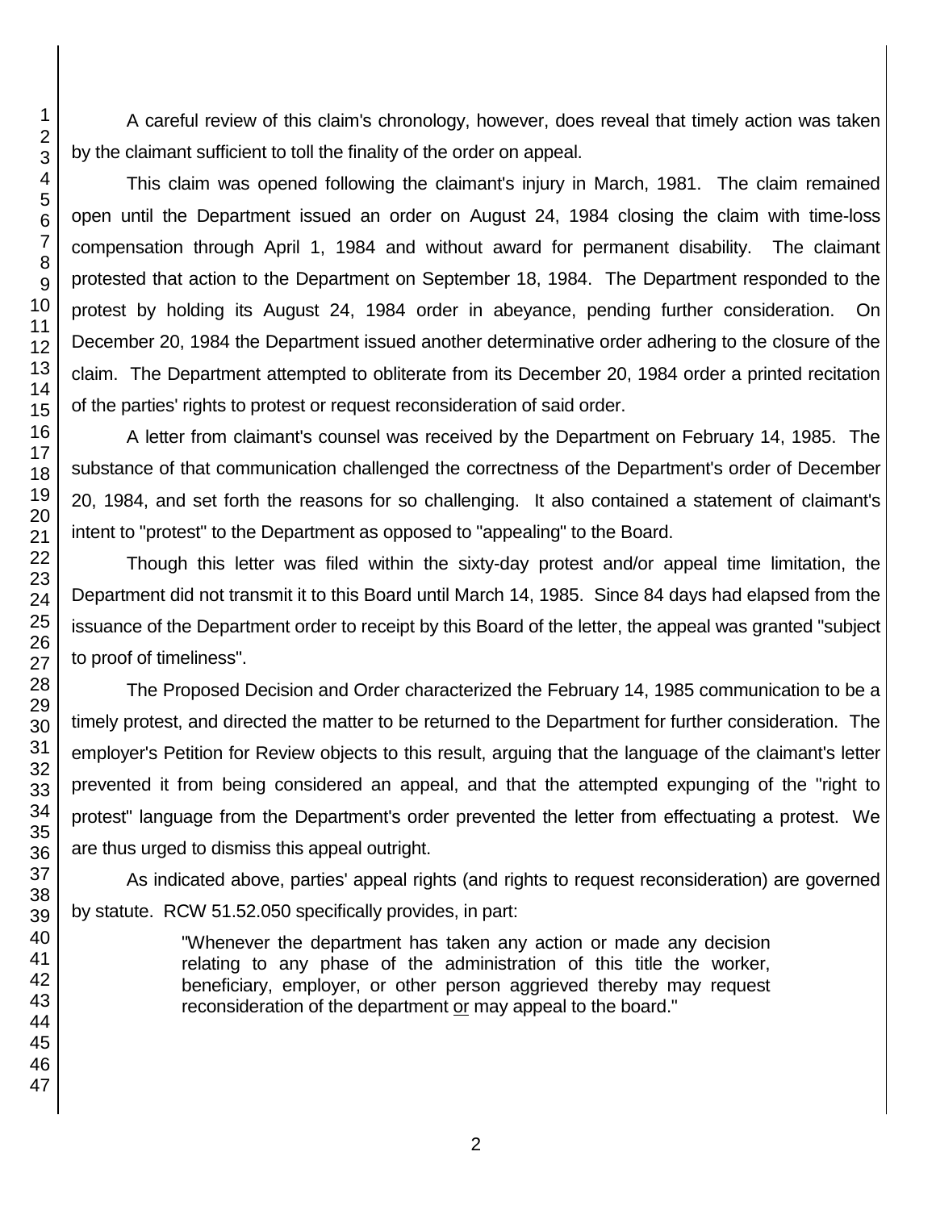A careful review of this claim's chronology, however, does reveal that timely action was taken by the claimant sufficient to toll the finality of the order on appeal.

This claim was opened following the claimant's injury in March, 1981. The claim remained open until the Department issued an order on August 24, 1984 closing the claim with time-loss compensation through April 1, 1984 and without award for permanent disability. The claimant protested that action to the Department on September 18, 1984. The Department responded to the protest by holding its August 24, 1984 order in abeyance, pending further consideration. On December 20, 1984 the Department issued another determinative order adhering to the closure of the claim. The Department attempted to obliterate from its December 20, 1984 order a printed recitation of the parties' rights to protest or request reconsideration of said order.

A letter from claimant's counsel was received by the Department on February 14, 1985. The substance of that communication challenged the correctness of the Department's order of December 20, 1984, and set forth the reasons for so challenging. It also contained a statement of claimant's intent to "protest" to the Department as opposed to "appealing" to the Board.

Though this letter was filed within the sixty-day protest and/or appeal time limitation, the Department did not transmit it to this Board until March 14, 1985. Since 84 days had elapsed from the issuance of the Department order to receipt by this Board of the letter, the appeal was granted "subject to proof of timeliness".

The Proposed Decision and Order characterized the February 14, 1985 communication to be a timely protest, and directed the matter to be returned to the Department for further consideration. The employer's Petition for Review objects to this result, arguing that the language of the claimant's letter prevented it from being considered an appeal, and that the attempted expunging of the "right to protest" language from the Department's order prevented the letter from effectuating a protest. We are thus urged to dismiss this appeal outright.

As indicated above, parties' appeal rights (and rights to request reconsideration) are governed by statute. RCW 51.52.050 specifically provides, in part:

> "Whenever the department has taken any action or made any decision relating to any phase of the administration of this title the worker, beneficiary, employer, or other person aggrieved thereby may request reconsideration of the department <u>or</u> may appeal to the board."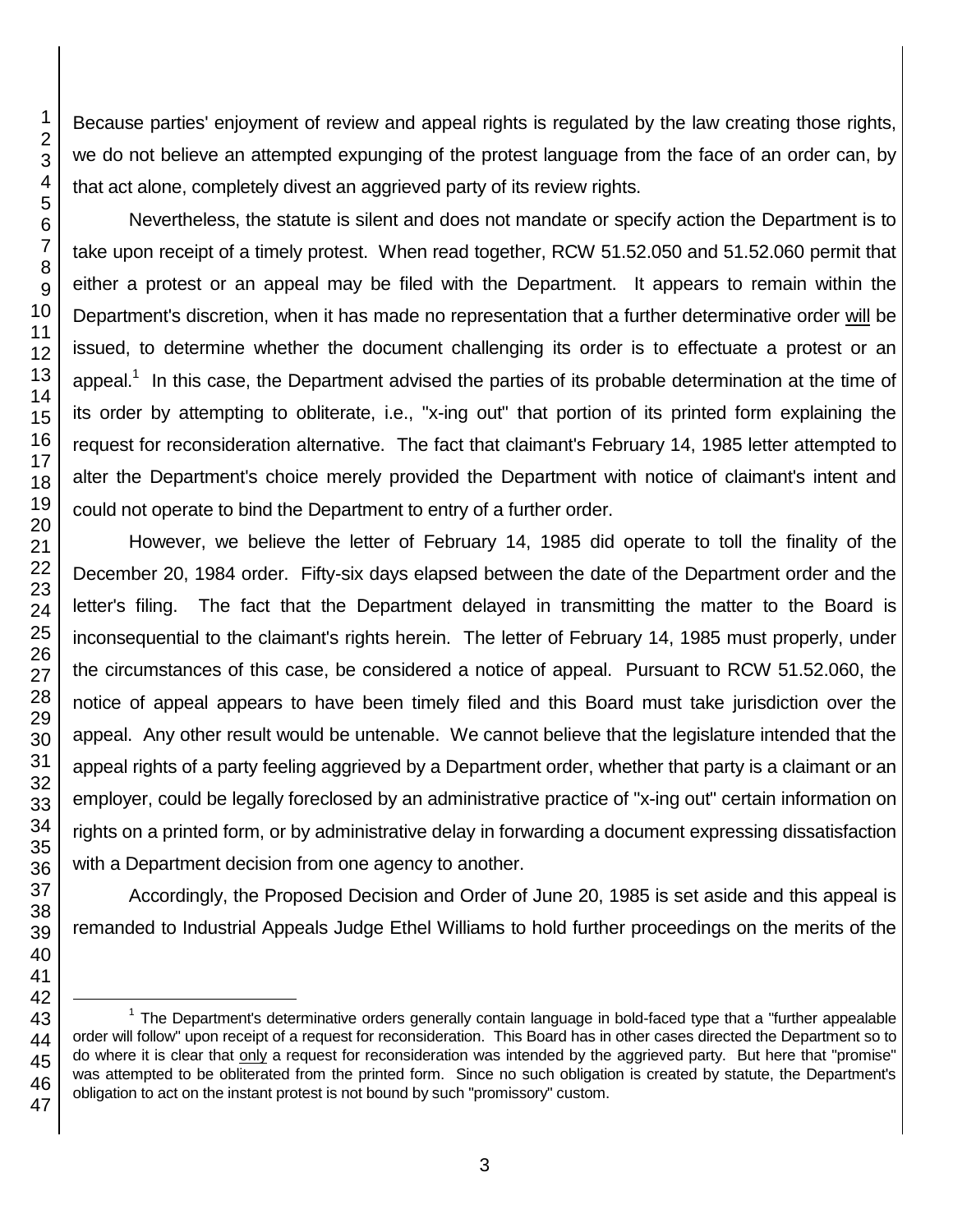Because parties' enjoyment of review and appeal rights is regulated by the law creating those rights, we do not believe an attempted expunging of the protest language from the face of an order can, by that act alone, completely divest an aggrieved party of its review rights.

Nevertheless, the statute is silent and does not mandate or specify action the Department is to take upon receipt of a timely protest. When read together, RCW 51.52.050 and 51.52.060 permit that either a protest or an appeal may be filed with the Department. It appears to remain within the Department's discretion, when it has made no representation that a further determinative order will be issued, to determine whether the document challenging its order is to effectuate a protest or an appeal.[1] In this case, the Department advised the parties of its probable determination at the time of its order by attempting to obliterate, i.e., "x-ing out" that portion of its printed form explaining the request for reconsideration alternative. The fact that claimant's February 14, 1985 letter attempted to alter the Department's choice merely provided the Department with notice of claimant's intent and could not operate to bind the Department to entry of a further order.

However, we believe the letter of February 14, 1985 did operate to toll the finality of the December 20, 1984 order. Fifty-six days elapsed between the date of the Department order and the letter's filing. The fact that the Department delayed in transmitting the matter to the Board is inconsequential to the claimant's rights herein. The letter of February 14, 1985 must properly, under the circumstances of this case, be considered a notice of appeal. Pursuant to RCW 51.52.060, the notice of appeal appears to have been timely filed and this Board must take jurisdiction over the appeal. Any other result would be untenable. We cannot believe that the legislature intended that the appeal rights of a party feeling aggrieved by a Department order, whether that party is a claimant or an employer, could be legally foreclosed by an administrative practice of "x-ing out" certain information on rights on a printed form, or by administrative delay in forwarding a document expressing dissatisfaction with a Department decision from one agency to another.

Accordingly, the Proposed Decision and Order of June 20, 1985 is set aside and this appeal is remanded to Industrial Appeals Judge Ethel Williams to hold further proceedings on the merits of the

---

[1] The Department's determinative orders generally contain language in bold-faced type that a "further appealable order will follow" upon receipt of a request for reconsideration. This Board has in other cases directed the Department so to do where it is clear that only a request for reconsideration was intended by the aggrieved party. But here that "promise" was attempted to be obliterated from the printed form. Since no such obligation is created by statute, the Department's obligation to act on the instant protest is not bound by such "promissory" custom.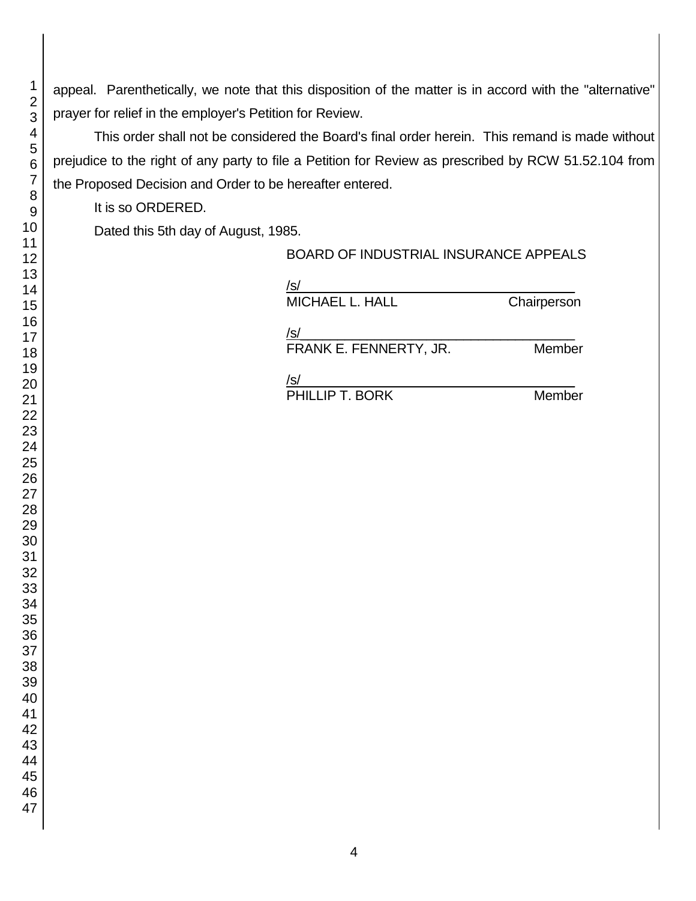appeal. Parenthetically, we note that this disposition of the matter is in accord with the "alternative" prayer for relief in the employer's Petition for Review.

This order shall not be considered the Board's final order herein. This remand is made without prejudice to the right of any party to file a Petition for Review as prescribed by RCW 51.52.104 from the Proposed Decision and Order to be hereafter entered.

It is so ORDERED.

Dated this 5th day of August, 1985.

BOARD OF INDUSTRIAL INSURANCE APPEALS

/s/
MICHAEL L. HALL Chairperson

/s/
FRANK E. FENNERTY, JR. Member

/s/
PHILLIP T. BORK Member